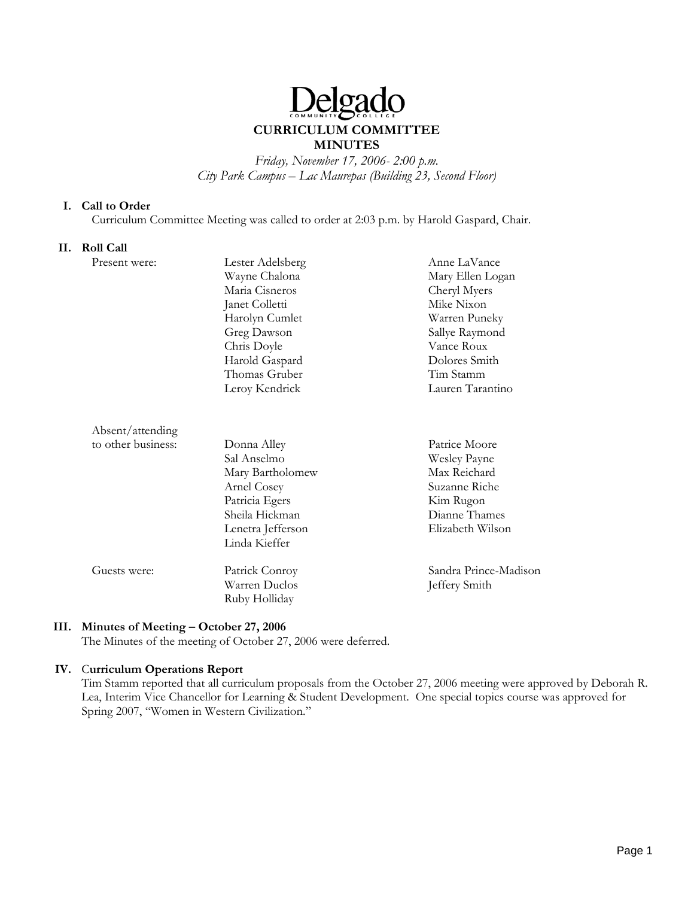Delgado Community College

# CURRICULUM COMMITTEE MINUTES

*Friday, November 17, 2006- 2:00 p.m.*
*City Park Campus – Lac Maurepas (Building 23, Second Floor)*

## I. Call to Order

Curriculum Committee Meeting was called to order at 2:03 p.m. by Harold Gaspard, Chair.

## II. Roll Call

| | | |
|---|---|---|
| Present were: | Lester Adelsberg | Anne LaVance |
| | Wayne Chalona | Mary Ellen Logan |
| | Maria Cisneros | Cheryl Myers |
| | Janet Colletti | Mike Nixon |
| | Harolyn Cumlet | Warren Puneky |
| | Greg Dawson | Sallye Raymond |
| | Chris Doyle | Vance Roux |
| | Harold Gaspard | Dolores Smith |
| | Thomas Gruber | Tim Stamm |
| | Leroy Kendrick | Lauren Tarantino |
| Absent/attending to other business: | Donna Alley | Patrice Moore |
| | Sal Anselmo | Wesley Payne |
| | Mary Bartholomew | Max Reichard |
| | Arnel Cosey | Suzanne Riche |
| | Patricia Egers | Kim Rugon |
| | Sheila Hickman | Dianne Thames |
| | Lenetra Jefferson | Elizabeth Wilson |
| | Linda Kieffer | |
| Guests were: | Patrick Conroy | Sandra Prince-Madison |
| | Warren Duclos | Jeffery Smith |
| | Ruby Holliday | |

## III. Minutes of Meeting – October 27, 2006

The Minutes of the meeting of October 27, 2006 were deferred.

## IV. Curriculum Operations Report

Tim Stamm reported that all curriculum proposals from the October 27, 2006 meeting were approved by Deborah R. Lea, Interim Vice Chancellor for Learning & Student Development. One special topics course was approved for Spring 2007, "Women in Western Civilization."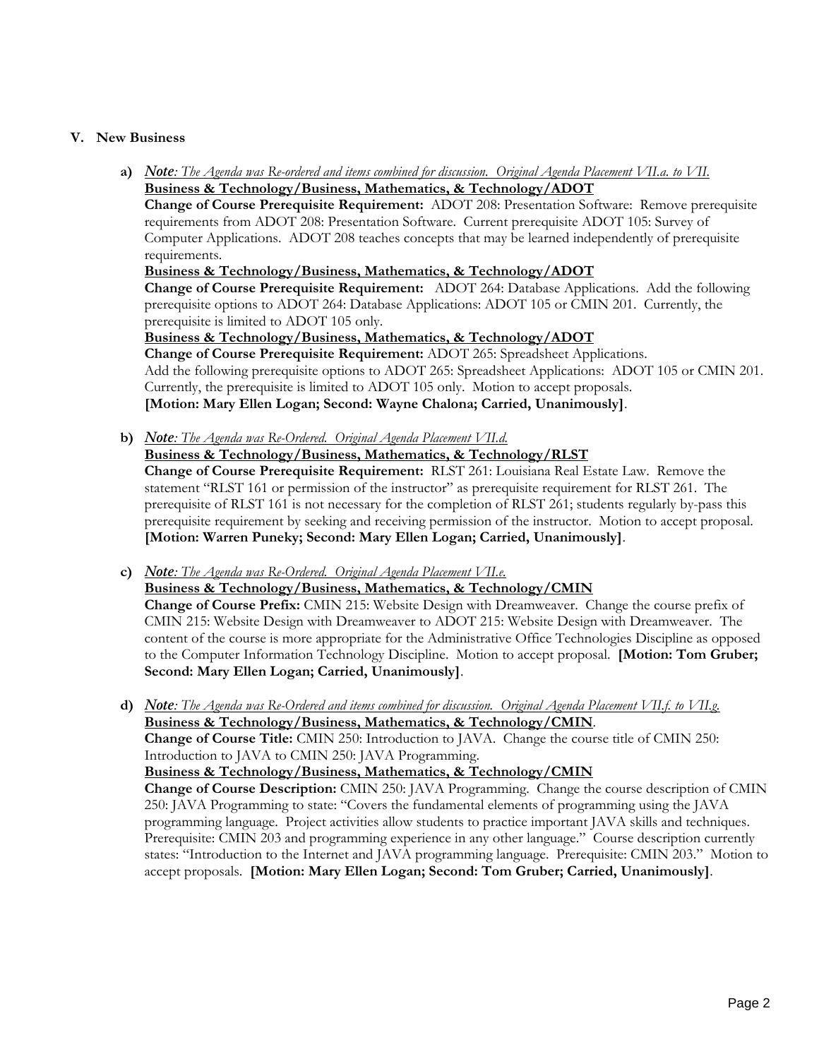## V. New Business

**a)** ***Note**: The Agenda was Re-ordered and items combined for discussion. Original Agenda Placement VII.a. to VII.*
**Business & Technology/Business, Mathematics, & Technology/ADOT**
**Change of Course Prerequisite Requirement:** ADOT 208: Presentation Software: Remove prerequisite requirements from ADOT 208: Presentation Software. Current prerequisite ADOT 105: Survey of Computer Applications. ADOT 208 teaches concepts that may be learned independently of prerequisite requirements.
**Business & Technology/Business, Mathematics, & Technology/ADOT**
**Change of Course Prerequisite Requirement:** ADOT 264: Database Applications. Add the following prerequisite options to ADOT 264: Database Applications: ADOT 105 or CMIN 201. Currently, the prerequisite is limited to ADOT 105 only.
**Business & Technology/Business, Mathematics, & Technology/ADOT**
**Change of Course Prerequisite Requirement:** ADOT 265: Spreadsheet Applications.
Add the following prerequisite options to ADOT 265: Spreadsheet Applications: ADOT 105 or CMIN 201. Currently, the prerequisite is limited to ADOT 105 only. Motion to accept proposals.
**[Motion: Mary Ellen Logan; Second: Wayne Chalona; Carried, Unanimously]**.

**b)** ***Note**: The Agenda was Re-Ordered. Original Agenda Placement VII.d.*
**Business & Technology/Business, Mathematics, & Technology/RLST**
**Change of Course Prerequisite Requirement:** RLST 261: Louisiana Real Estate Law. Remove the statement "RLST 161 or permission of the instructor" as prerequisite requirement for RLST 261. The prerequisite of RLST 161 is not necessary for the completion of RLST 261; students regularly by-pass this prerequisite requirement by seeking and receiving permission of the instructor. Motion to accept proposal.
**[Motion: Warren Puneky; Second: Mary Ellen Logan; Carried, Unanimously]**.

**c)** ***Note**: The Agenda was Re-Ordered. Original Agenda Placement VII.e.*
**Business & Technology/Business, Mathematics, & Technology/CMIN**
**Change of Course Prefix:** CMIN 215: Website Design with Dreamweaver. Change the course prefix of CMIN 215: Website Design with Dreamweaver to ADOT 215: Website Design with Dreamweaver. The content of the course is more appropriate for the Administrative Office Technologies Discipline as opposed to the Computer Information Technology Discipline. Motion to accept proposal. **[Motion: Tom Gruber; Second: Mary Ellen Logan; Carried, Unanimously]**.

**d)** ***Note**: The Agenda was Re-Ordered and items combined for discussion. Original Agenda Placement VII.f. to VII.g.*
**Business & Technology/Business, Mathematics, & Technology/CMIN**.
**Change of Course Title:** CMIN 250: Introduction to JAVA. Change the course title of CMIN 250: Introduction to JAVA to CMIN 250: JAVA Programming.
**Business & Technology/Business, Mathematics, & Technology/CMIN**
**Change of Course Description:** CMIN 250: JAVA Programming. Change the course description of CMIN 250: JAVA Programming to state: "Covers the fundamental elements of programming using the JAVA programming language. Project activities allow students to practice important JAVA skills and techniques. Prerequisite: CMIN 203 and programming experience in any other language." Course description currently states: "Introduction to the Internet and JAVA programming language. Prerequisite: CMIN 203." Motion to accept proposals. **[Motion: Mary Ellen Logan; Second: Tom Gruber; Carried, Unanimously]**.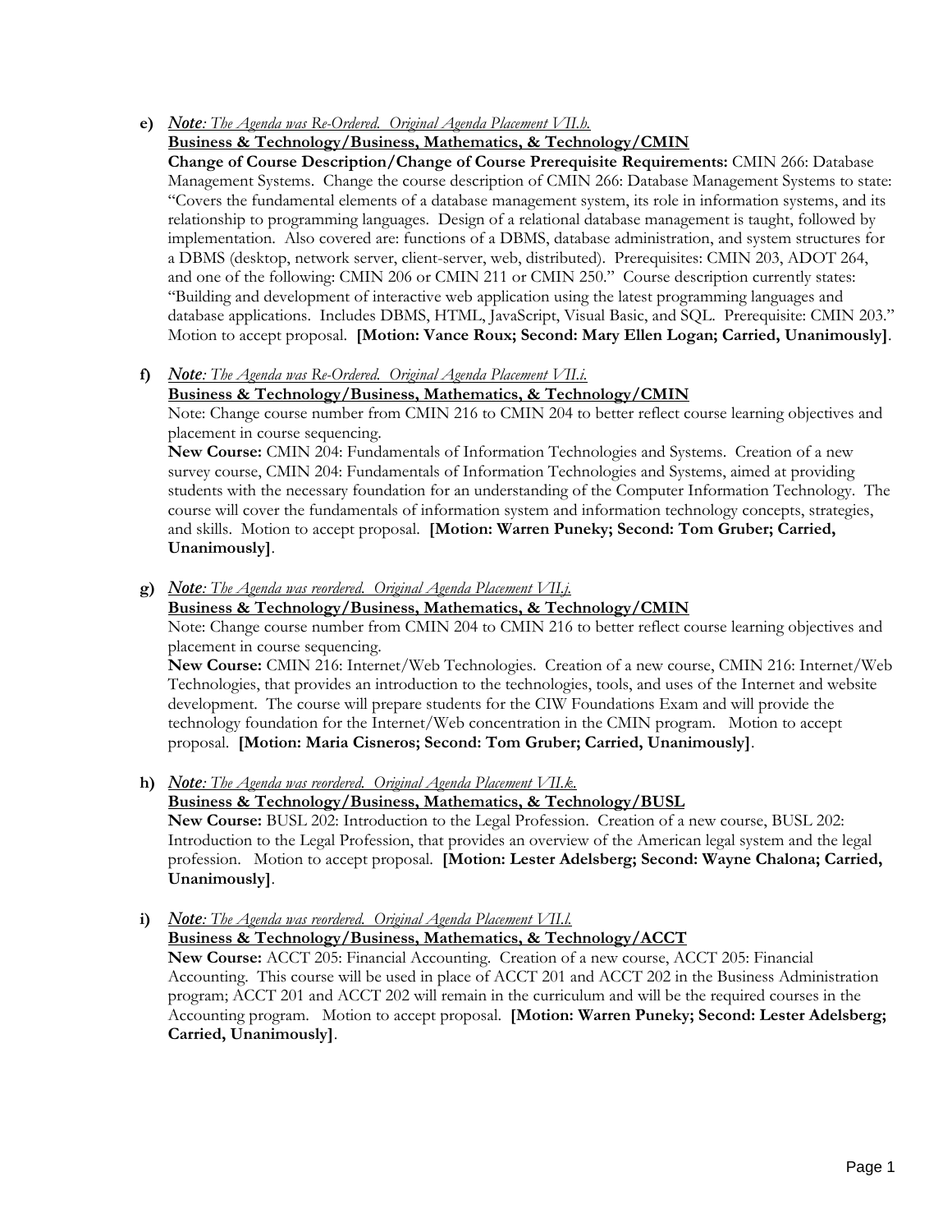e) ***Note**: The Agenda was Re-Ordered. Original Agenda Placement VII.h.*

**Business & Technology/Business, Mathematics, & Technology/CMIN**

**Change of Course Description/Change of Course Prerequisite Requirements:** CMIN 266: Database Management Systems. Change the course description of CMIN 266: Database Management Systems to state: "Covers the fundamental elements of a database management system, its role in information systems, and its relationship to programming languages. Design of a relational database management is taught, followed by implementation. Also covered are: functions of a DBMS, database administration, and system structures for a DBMS (desktop, network server, client-server, web, distributed). Prerequisites: CMIN 203, ADOT 264, and one of the following: CMIN 206 or CMIN 211 or CMIN 250." Course description currently states: "Building and development of interactive web application using the latest programming languages and database applications. Includes DBMS, HTML, JavaScript, Visual Basic, and SQL. Prerequisite: CMIN 203." Motion to accept proposal. **[Motion: Vance Roux; Second: Mary Ellen Logan; Carried, Unanimously]**.

f) ***Note**: The Agenda was Re-Ordered. Original Agenda Placement VII.i.*

**Business & Technology/Business, Mathematics, & Technology/CMIN**

Note: Change course number from CMIN 216 to CMIN 204 to better reflect course learning objectives and placement in course sequencing.

**New Course:** CMIN 204: Fundamentals of Information Technologies and Systems. Creation of a new survey course, CMIN 204: Fundamentals of Information Technologies and Systems, aimed at providing students with the necessary foundation for an understanding of the Computer Information Technology. The course will cover the fundamentals of information system and information technology concepts, strategies, and skills. Motion to accept proposal. **[Motion: Warren Puneky; Second: Tom Gruber; Carried, Unanimously]**.

g) ***Note**: The Agenda was reordered. Original Agenda Placement VII.j.*

**Business & Technology/Business, Mathematics, & Technology/CMIN**

Note: Change course number from CMIN 204 to CMIN 216 to better reflect course learning objectives and placement in course sequencing.

**New Course:** CMIN 216: Internet/Web Technologies. Creation of a new course, CMIN 216: Internet/Web Technologies, that provides an introduction to the technologies, tools, and uses of the Internet and website development. The course will prepare students for the CIW Foundations Exam and will provide the technology foundation for the Internet/Web concentration in the CMIN program. Motion to accept proposal. **[Motion: Maria Cisneros; Second: Tom Gruber; Carried, Unanimously]**.

h) ***Note**: The Agenda was reordered. Original Agenda Placement VII.k.*

**Business & Technology/Business, Mathematics, & Technology/BUSL**

**New Course:** BUSL 202: Introduction to the Legal Profession. Creation of a new course, BUSL 202: Introduction to the Legal Profession, that provides an overview of the American legal system and the legal profession. Motion to accept proposal. **[Motion: Lester Adelsberg; Second: Wayne Chalona; Carried, Unanimously]**.

i) ***Note**: The Agenda was reordered. Original Agenda Placement VII.l.*

**Business & Technology/Business, Mathematics, & Technology/ACCT**

**New Course:** ACCT 205: Financial Accounting. Creation of a new course, ACCT 205: Financial Accounting. This course will be used in place of ACCT 201 and ACCT 202 in the Business Administration program; ACCT 201 and ACCT 202 will remain in the curriculum and will be the required courses in the Accounting program. Motion to accept proposal. **[Motion: Warren Puneky; Second: Lester Adelsberg; Carried, Unanimously]**.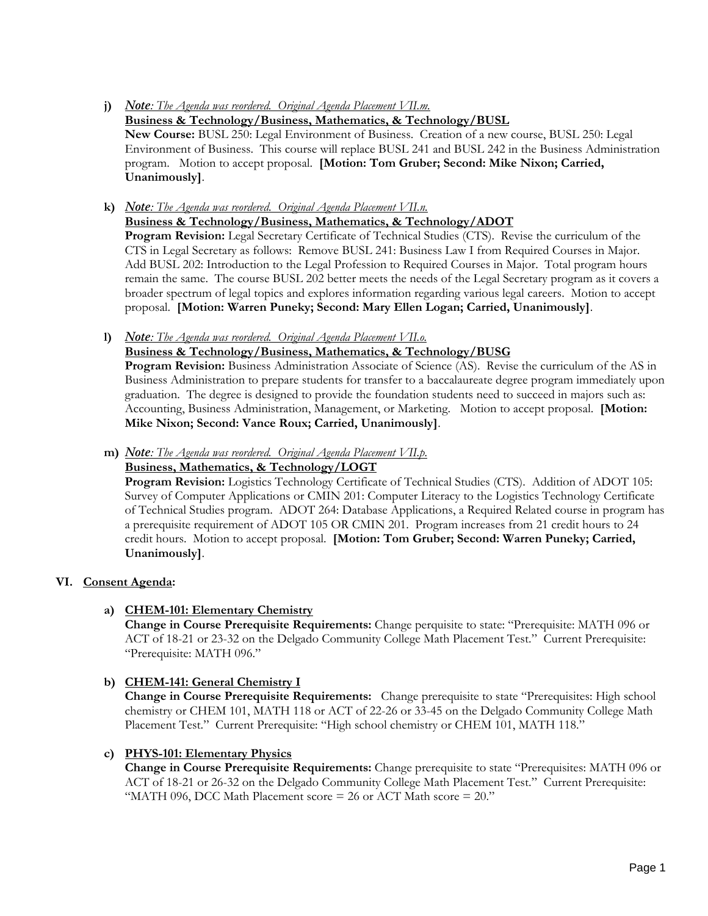j) ***Note**: The Agenda was reordered. Original Agenda Placement VII.m.*
**Business & Technology/Business, Mathematics, & Technology/BUSL**
**New Course:** BUSL 250: Legal Environment of Business. Creation of a new course, BUSL 250: Legal Environment of Business. This course will replace BUSL 241 and BUSL 242 in the Business Administration program. Motion to accept proposal. **[Motion: Tom Gruber; Second: Mike Nixon; Carried, Unanimously]**.

k) ***Note**: The Agenda was reordered. Original Agenda Placement VII.n.*
**Business & Technology/Business, Mathematics, & Technology/ADOT**
**Program Revision:** Legal Secretary Certificate of Technical Studies (CTS). Revise the curriculum of the CTS in Legal Secretary as follows: Remove BUSL 241: Business Law I from Required Courses in Major. Add BUSL 202: Introduction to the Legal Profession to Required Courses in Major. Total program hours remain the same. The course BUSL 202 better meets the needs of the Legal Secretary program as it covers a broader spectrum of legal topics and explores information regarding various legal careers. Motion to accept proposal. **[Motion: Warren Puneky; Second: Mary Ellen Logan; Carried, Unanimously]**.

l) ***Note**: The Agenda was reordered. Original Agenda Placement VII.o.*
**Business & Technology/Business, Mathematics, & Technology/BUSG**
**Program Revision:** Business Administration Associate of Science (AS). Revise the curriculum of the AS in Business Administration to prepare students for transfer to a baccalaureate degree program immediately upon graduation. The degree is designed to provide the foundation students need to succeed in majors such as: Accounting, Business Administration, Management, or Marketing. Motion to accept proposal. **[Motion: Mike Nixon; Second: Vance Roux; Carried, Unanimously]**.

m) ***Note**: The Agenda was reordered. Original Agenda Placement VII.p.*
**Business, Mathematics, & Technology/LOGT**
**Program Revision:** Logistics Technology Certificate of Technical Studies (CTS). Addition of ADOT 105: Survey of Computer Applications or CMIN 201: Computer Literacy to the Logistics Technology Certificate of Technical Studies program. ADOT 264: Database Applications, a Required Related course in program has a prerequisite requirement of ADOT 105 OR CMIN 201. Program increases from 21 credit hours to 24 credit hours. Motion to accept proposal. **[Motion: Tom Gruber; Second: Warren Puneky; Carried, Unanimously]**.

## VI. Consent Agenda:

a) **CHEM-101: Elementary Chemistry**
**Change in Course Prerequisite Requirements:** Change perquisite to state: "Prerequisite: MATH 096 or ACT of 18-21 or 23-32 on the Delgado Community College Math Placement Test." Current Prerequisite: "Prerequisite: MATH 096."

b) **CHEM-141: General Chemistry I**
**Change in Course Prerequisite Requirements:** Change prerequisite to state "Prerequisites: High school chemistry or CHEM 101, MATH 118 or ACT of 22-26 or 33-45 on the Delgado Community College Math Placement Test." Current Prerequisite: "High school chemistry or CHEM 101, MATH 118."

c) **PHYS-101: Elementary Physics**
**Change in Course Prerequisite Requirements:** Change prerequisite to state "Prerequisites: MATH 096 or ACT of 18-21 or 26-32 on the Delgado Community College Math Placement Test." Current Prerequisite: "MATH 096, DCC Math Placement score = 26 or ACT Math score = 20."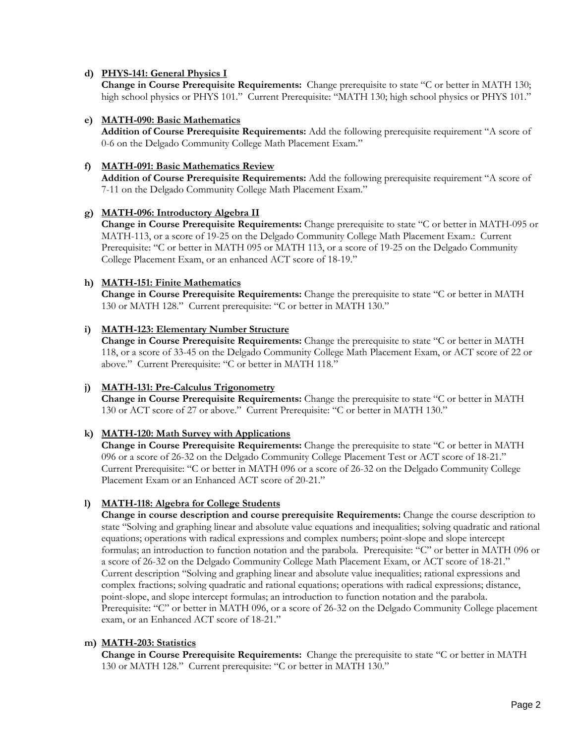d) **PHYS-141: General Physics I**
**Change in Course Prerequisite Requirements:** Change prerequisite to state "C or better in MATH 130; high school physics or PHYS 101." Current Prerequisite: "MATH 130; high school physics or PHYS 101."

e) **MATH-090: Basic Mathematics**
**Addition of Course Prerequisite Requirements:** Add the following prerequisite requirement "A score of 0-6 on the Delgado Community College Math Placement Exam."

f) **MATH-091: Basic Mathematics Review**
**Addition of Course Prerequisite Requirements:** Add the following prerequisite requirement "A score of 7-11 on the Delgado Community College Math Placement Exam."

g) **MATH-096: Introductory Algebra II**
**Change in Course Prerequisite Requirements:** Change prerequisite to state "C or better in MATH-095 or MATH-113, or a score of 19-25 on the Delgado Community College Math Placement Exam.: Current Prerequisite: "C or better in MATH 095 or MATH 113, or a score of 19-25 on the Delgado Community College Placement Exam, or an enhanced ACT score of 18-19."

h) **MATH-151: Finite Mathematics**
**Change in Course Prerequisite Requirements:** Change the prerequisite to state "C or better in MATH 130 or MATH 128." Current prerequisite: "C or better in MATH 130."

i) **MATH-123: Elementary Number Structure**
**Change in Course Prerequisite Requirements:** Change the prerequisite to state "C or better in MATH 118, or a score of 33-45 on the Delgado Community College Math Placement Exam, or ACT score of 22 or above." Current Prerequisite: "C or better in MATH 118."

j) **MATH-131: Pre-Calculus Trigonometry**
**Change in Course Prerequisite Requirements:** Change the prerequisite to state "C or better in MATH 130 or ACT score of 27 or above." Current Prerequisite: "C or better in MATH 130."

k) **MATH-120: Math Survey with Applications**
**Change in Course Prerequisite Requirements:** Change the prerequisite to state "C or better in MATH 096 or a score of 26-32 on the Delgado Community College Placement Test or ACT score of 18-21." Current Prerequisite: "C or better in MATH 096 or a score of 26-32 on the Delgado Community College Placement Exam or an Enhanced ACT score of 20-21."

l) **MATH-118: Algebra for College Students**
**Change in course description and course prerequisite Requirements:** Change the course description to state "Solving and graphing linear and absolute value equations and inequalities; solving quadratic and rational equations; operations with radical expressions and complex numbers; point-slope and slope intercept formulas; an introduction to function notation and the parabola. Prerequisite: "C" or better in MATH 096 or a score of 26-32 on the Delgado Community College Math Placement Exam, or ACT score of 18-21." Current description "Solving and graphing linear and absolute value inequalities; rational expressions and complex fractions; solving quadratic and rational equations; operations with radical expressions; distance, point-slope, and slope intercept formulas; an introduction to function notation and the parabola. Prerequisite: "C" or better in MATH 096, or a score of 26-32 on the Delgado Community College placement exam, or an Enhanced ACT score of 18-21."

m) **MATH-203: Statistics**
**Change in Course Prerequisite Requirements:** Change the prerequisite to state "C or better in MATH 130 or MATH 128." Current prerequisite: "C or better in MATH 130."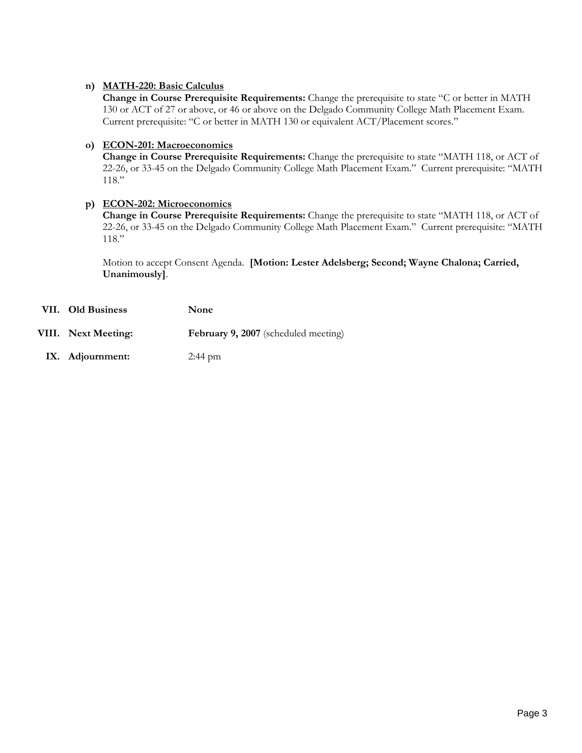n) **<u>MATH-220: Basic Calculus</u>**
**Change in Course Prerequisite Requirements:** Change the prerequisite to state "C or better in MATH 130 or ACT of 27 or above, or 46 or above on the Delgado Community College Math Placement Exam. Current prerequisite: "C or better in MATH 130 or equivalent ACT/Placement scores."

o) **<u>ECON-201: Macroeconomics</u>**
**Change in Course Prerequisite Requirements:** Change the prerequisite to state "MATH 118, or ACT of 22-26, or 33-45 on the Delgado Community College Math Placement Exam." Current prerequisite: "MATH 118."

p) **<u>ECON-202: Microeconomics</u>**
**Change in Course Prerequisite Requirements:** Change the prerequisite to state "MATH 118, or ACT of 22-26, or 33-45 on the Delgado Community College Math Placement Exam." Current prerequisite: "MATH 118."

Motion to accept Consent Agenda. **[Motion: Lester Adelsberg; Second; Wayne Chalona; Carried, Unanimously]**.

**VII. Old Business** **None**

**VIII. Next Meeting:** **February 9, 2007** (scheduled meeting)

**IX. Adjournment:** 2:44 pm